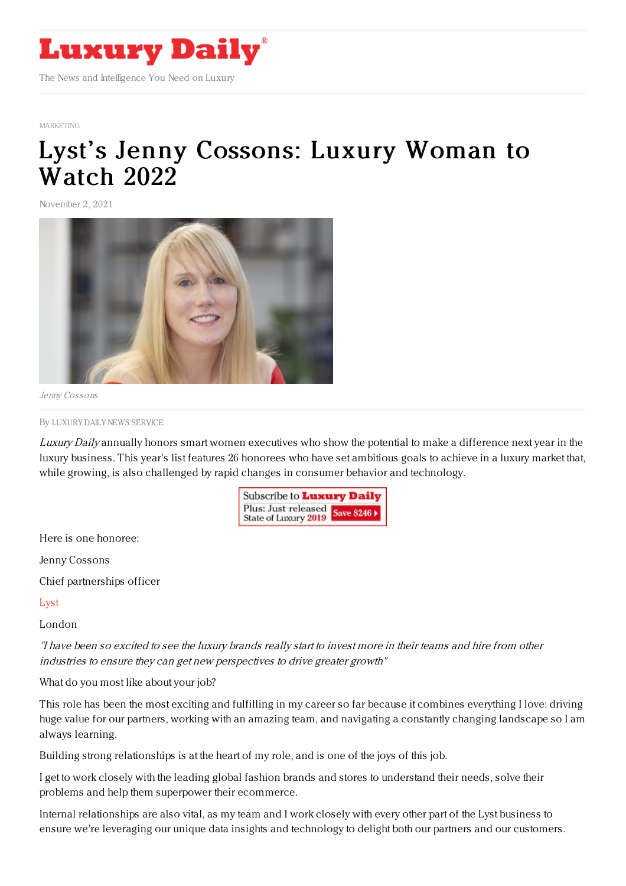Luxury Daily

The News and Intelligence You Need on Luxury

MARKETING

# Lyst's Jenny Cossons: Luxury Woman to Watch 2022

November 2, 2021

*Jenny Cossons*

By LUXURY DAILY NEWS SERVICE

*Luxury Daily* annually honors smart women executives who show the potential to make a difference next year in the luxury business. This year's list features 26 honorees who have set ambitious goals to achieve in a luxury market that, while growing, is also challenged by rapid changes in consumer behavior and technology.

Here is one honoree:

Jenny Cossons

Chief partnerships officer

Lyst

London

*"I have been so excited to see the luxury brands really start to invest more in their teams and hire from other industries to ensure they can get new perspectives to drive greater growth"*

What do you most like about your job?

This role has been the most exciting and fulfilling in my career so far because it combines everything I love: driving huge value for our partners, working with an amazing team, and navigating a constantly changing landscape so I am always learning.

Building strong relationships is at the heart of my role, and is one of the joys of this job.

I get to work closely with the leading global fashion brands and stores to understand their needs, solve their problems and help them superpower their ecommerce.

Internal relationships are also vital, as my team and I work closely with every other part of the Lyst business to ensure we're leveraging our unique data insights and technology to delight both our partners and our customers.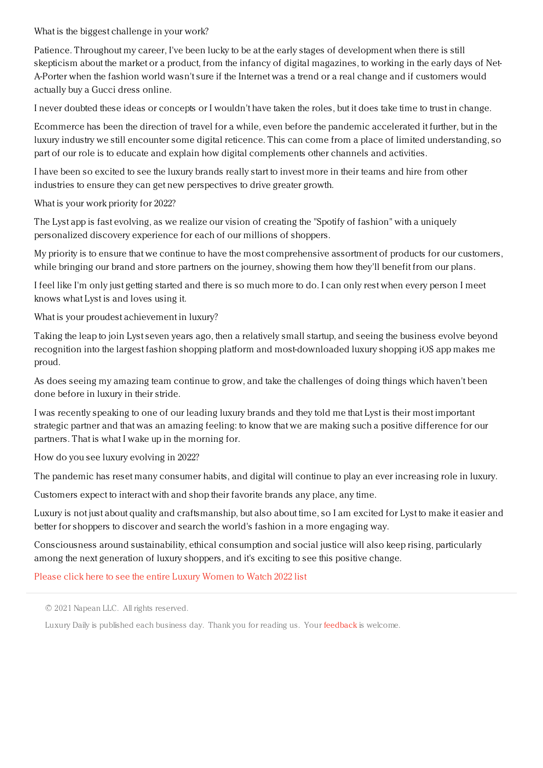What is the biggest challenge in your work?

Patience. Throughout my career, I've been lucky to be at the early stages of development when there is still skepticism about the market or a product, from the infancy of digital magazines, to working in the early days of Net-A-Porter when the fashion world wasn't sure if the Internet was a trend or a real change and if customers would actually buy a Gucci dress online.

I never doubted these ideas or concepts or I wouldn't have taken the roles, but it does take time to trust in change.

Ecommerce has been the direction of travel for a while, even before the pandemic accelerated it further, but in the luxury industry we still encounter some digital reticence. This can come from a place of limited understanding, so part of our role is to educate and explain how digital complements other channels and activities.

I have been so excited to see the luxury brands really start to invest more in their teams and hire from other industries to ensure they can get new perspectives to drive greater growth.

What is your work priority for 2022?

The Lyst app is fast evolving, as we realize our vision of creating the "Spotify of fashion" with a uniquely personalized discovery experience for each of our millions of shoppers.

My priority is to ensure that we continue to have the most comprehensive assortment of products for our customers, while bringing our brand and store partners on the journey, showing them how they'll benefit from our plans.

I feel like I'm only just getting started and there is so much more to do. I can only rest when every person I meet knows what Lyst is and loves using it.

What is your proudest achievement in luxury?

Taking the leap to join Lyst seven years ago, then a relatively small startup, and seeing the business evolve beyond recognition into the largest fashion shopping platform and most-downloaded luxury shopping iOS app makes me proud.

As does seeing my amazing team continue to grow, and take the challenges of doing things which haven't been done before in luxury in their stride.

I was recently speaking to one of our leading luxury brands and they told me that Lyst is their most important strategic partner and that was an amazing feeling: to know that we are making such a positive difference for our partners. That is what I wake up in the morning for.

How do you see luxury evolving in 2022?

The pandemic has reset many consumer habits, and digital will continue to play an ever increasing role in luxury.

Customers expect to interact with and shop their favorite brands any place, any time.

Luxury is not just about quality and craftsmanship, but also about time, so I am excited for Lyst to make it easier and better for shoppers to discover and search the world's fashion in a more engaging way.

Consciousness around sustainability, ethical consumption and social justice will also keep rising, particularly among the next generation of luxury shoppers, and it's exciting to see this positive change.

Please click here to see the entire Luxury Women to Watch 2022 list

© 2021 Napean LLC. All rights reserved.

Luxury Daily is published each business day. Thank you for reading us. Your feedback is welcome.